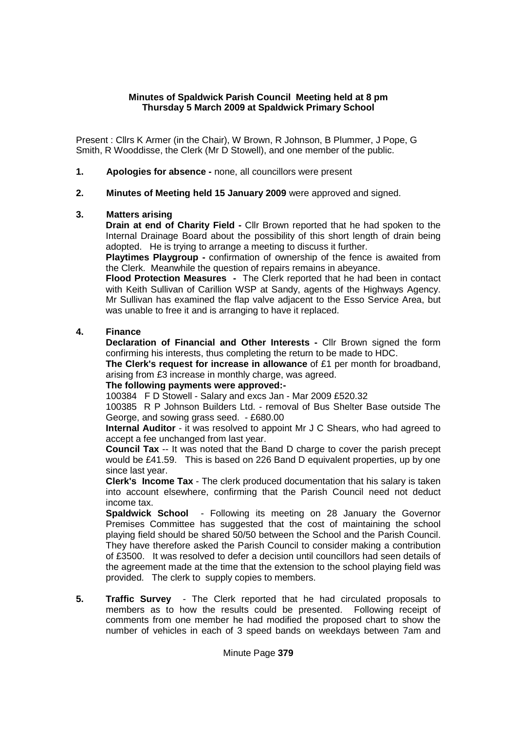**Minutes of Spaldwick Parish Council Meeting held at 8 pm Thursday 5 March 2009 at Spaldwick Primary School**

Present : Cllrs K Armer (in the Chair), W Brown, R Johnson, B Plummer, J Pope, G Smith, R Wooddisse, the Clerk (Mr D Stowell), and one member of the public.

1. **Apologies for absence -** none, all councillors were present

2. **Minutes of Meeting held 15 January 2009** were approved and signed.

3. **Matters arising**

   **Drain at end of Charity Field -** Cllr Brown reported that he had spoken to the Internal Drainage Board about the possibility of this short length of drain being adopted. He is trying to arrange a meeting to discuss it further.

   **Playtimes Playgroup -** confirmation of ownership of the fence is awaited from the Clerk. Meanwhile the question of repairs remains in abeyance.

   **Flood Protection Measures -** The Clerk reported that he had been in contact with Keith Sullivan of Carillion WSP at Sandy, agents of the Highways Agency. Mr Sullivan has examined the flap valve adjacent to the Esso Service Area, but was unable to free it and is arranging to have it replaced.

4. **Finance**

   **Declaration of Financial and Other Interests -** Cllr Brown signed the form confirming his interests, thus completing the return to be made to HDC.

   **The Clerk's request for increase in allowance** of £1 per month for broadband, arising from £3 increase in monthly charge, was agreed.

   **The following payments were approved:-**

   100384 F D Stowell - Salary and excs Jan - Mar 2009 £520.32

   100385 R P Johnson Builders Ltd. - removal of Bus Shelter Base outside The George, and sowing grass seed. - £680.00

   **Internal Auditor** - it was resolved to appoint Mr J C Shears, who had agreed to accept a fee unchanged from last year.

   **Council Tax** -- It was noted that the Band D charge to cover the parish precept would be £41.59. This is based on 226 Band D equivalent properties, up by one since last year.

   **Clerk's Income Tax** - The clerk produced documentation that his salary is taken into account elsewhere, confirming that the Parish Council need not deduct income tax.

   **Spaldwick School** - Following its meeting on 28 January the Governor Premises Committee has suggested that the cost of maintaining the school playing field should be shared 50/50 between the School and the Parish Council. They have therefore asked the Parish Council to consider making a contribution of £3500. It was resolved to defer a decision until councillors had seen details of the agreement made at the time that the extension to the school playing field was provided. The clerk to supply copies to members.

5. **Traffic Survey** - The Clerk reported that he had circulated proposals to members as to how the results could be presented. Following receipt of comments from one member he had modified the proposed chart to show the number of vehicles in each of 3 speed bands on weekdays between 7am and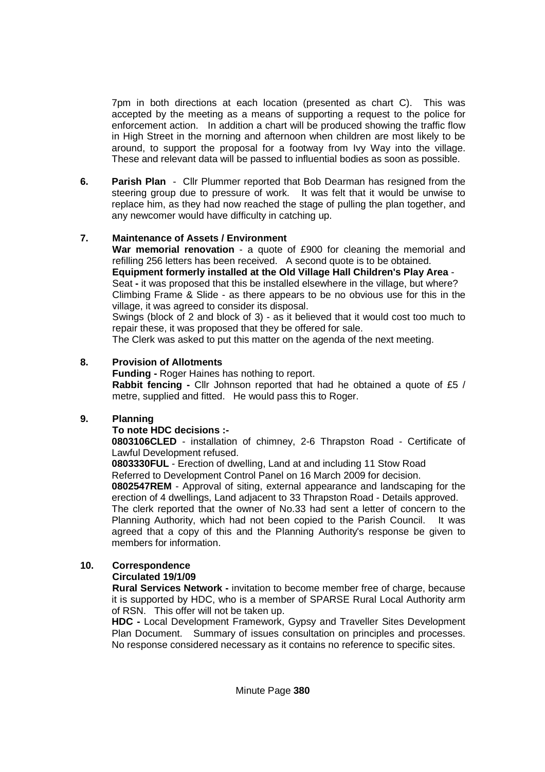7pm in both directions at each location (presented as chart C). This was accepted by the meeting as a means of supporting a request to the police for enforcement action. In addition a chart will be produced showing the traffic flow in High Street in the morning and afternoon when children are most likely to be around, to support the proposal for a footway from Ivy Way into the village. These and relevant data will be passed to influential bodies as soon as possible.

**6. Parish Plan** - Cllr Plummer reported that Bob Dearman has resigned from the steering group due to pressure of work. It was felt that it would be unwise to replace him, as they had now reached the stage of pulling the plan together, and any newcomer would have difficulty in catching up.

**7. Maintenance of Assets / Environment**

**War memorial renovation** - a quote of £900 for cleaning the memorial and refilling 256 letters has been received. A second quote is to be obtained.

**Equipment formerly installed at the Old Village Hall Children's Play Area** -

Seat **-** it was proposed that this be installed elsewhere in the village, but where?

Climbing Frame & Slide - as there appears to be no obvious use for this in the village, it was agreed to consider its disposal.

Swings (block of 2 and block of 3) - as it believed that it would cost too much to repair these, it was proposed that they be offered for sale.

The Clerk was asked to put this matter on the agenda of the next meeting.

**8. Provision of Allotments**

**Funding -** Roger Haines has nothing to report.

**Rabbit fencing -** Cllr Johnson reported that had he obtained a quote of £5 / metre, supplied and fitted. He would pass this to Roger.

**9. Planning**

**To note HDC decisions :-**

**0803106CLED** - installation of chimney, 2-6 Thrapston Road - Certificate of Lawful Development refused.

**0803330FUL** - Erection of dwelling, Land at and including 11 Stow Road
Referred to Development Control Panel on 16 March 2009 for decision.

**0802547REM** - Approval of siting, external appearance and landscaping for the erection of 4 dwellings, Land adjacent to 33 Thrapston Road - Details approved.

The clerk reported that the owner of No.33 had sent a letter of concern to the Planning Authority, which had not been copied to the Parish Council. It was agreed that a copy of this and the Planning Authority's response be given to members for information.

**10. Correspondence**

**Circulated 19/1/09**

**Rural Services Network -** invitation to become member free of charge, because it is supported by HDC, who is a member of SPARSE Rural Local Authority arm of RSN. This offer will not be taken up.

**HDC -** Local Development Framework, Gypsy and Traveller Sites Development Plan Document. Summary of issues consultation on principles and processes. No response considered necessary as it contains no reference to specific sites.

Minute Page **380**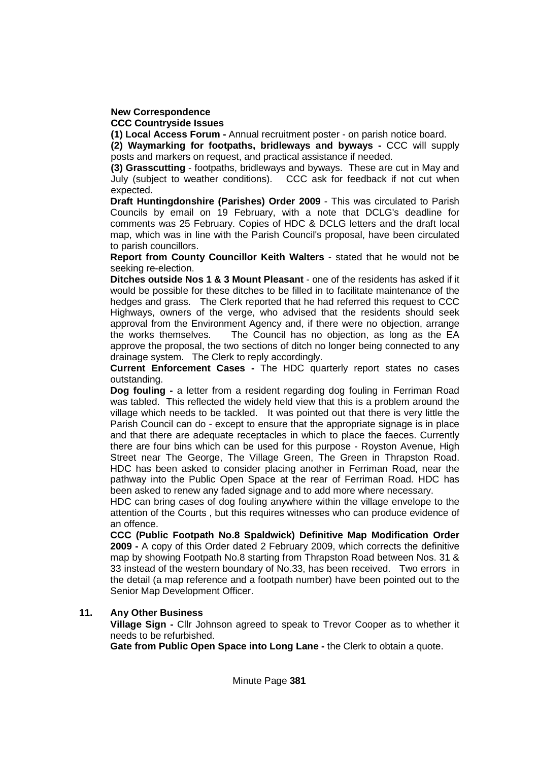**New Correspondence**

**CCC Countryside Issues**

**(1) Local Access Forum -** Annual recruitment poster - on parish notice board.

**(2) Waymarking for footpaths, bridleways and byways -** CCC will supply posts and markers on request, and practical assistance if needed.

**(3) Grasscutting** - footpaths, bridleways and byways. These are cut in May and July (subject to weather conditions). CCC ask for feedback if not cut when expected.

**Draft Huntingdonshire (Parishes) Order 2009** - This was circulated to Parish Councils by email on 19 February, with a note that DCLG's deadline for comments was 25 February. Copies of HDC & DCLG letters and the draft local map, which was in line with the Parish Council's proposal, have been circulated to parish councillors.

**Report from County Councillor Keith Walters** - stated that he would not be seeking re-election.

**Ditches outside Nos 1 & 3 Mount Pleasant** - one of the residents has asked if it would be possible for these ditches to be filled in to facilitate maintenance of the hedges and grass. The Clerk reported that he had referred this request to CCC Highways, owners of the verge, who advised that the residents should seek approval from the Environment Agency and, if there were no objection, arrange the works themselves. The Council has no objection, as long as the EA approve the proposal, the two sections of ditch no longer being connected to any drainage system. The Clerk to reply accordingly.

**Current Enforcement Cases -** The HDC quarterly report states no cases outstanding.

**Dog fouling -** a letter from a resident regarding dog fouling in Ferriman Road was tabled. This reflected the widely held view that this is a problem around the village which needs to be tackled. It was pointed out that there is very little the Parish Council can do - except to ensure that the appropriate signage is in place and that there are adequate receptacles in which to place the faeces. Currently there are four bins which can be used for this purpose - Royston Avenue, High Street near The George, The Village Green, The Green in Thrapston Road. HDC has been asked to consider placing another in Ferriman Road, near the pathway into the Public Open Space at the rear of Ferriman Road. HDC has been asked to renew any faded signage and to add more where necessary.

HDC can bring cases of dog fouling anywhere within the village envelope to the attention of the Courts , but this requires witnesses who can produce evidence of an offence.

**CCC (Public Footpath No.8 Spaldwick) Definitive Map Modification Order 2009 -** A copy of this Order dated 2 February 2009, which corrects the definitive map by showing Footpath No.8 starting from Thrapston Road between Nos. 31 & 33 instead of the western boundary of No.33, has been received. Two errors in the detail (a map reference and a footpath number) have been pointed out to the Senior Map Development Officer.

## 11. Any Other Business

**Village Sign -** Cllr Johnson agreed to speak to Trevor Cooper as to whether it needs to be refurbished.

**Gate from Public Open Space into Long Lane -** the Clerk to obtain a quote.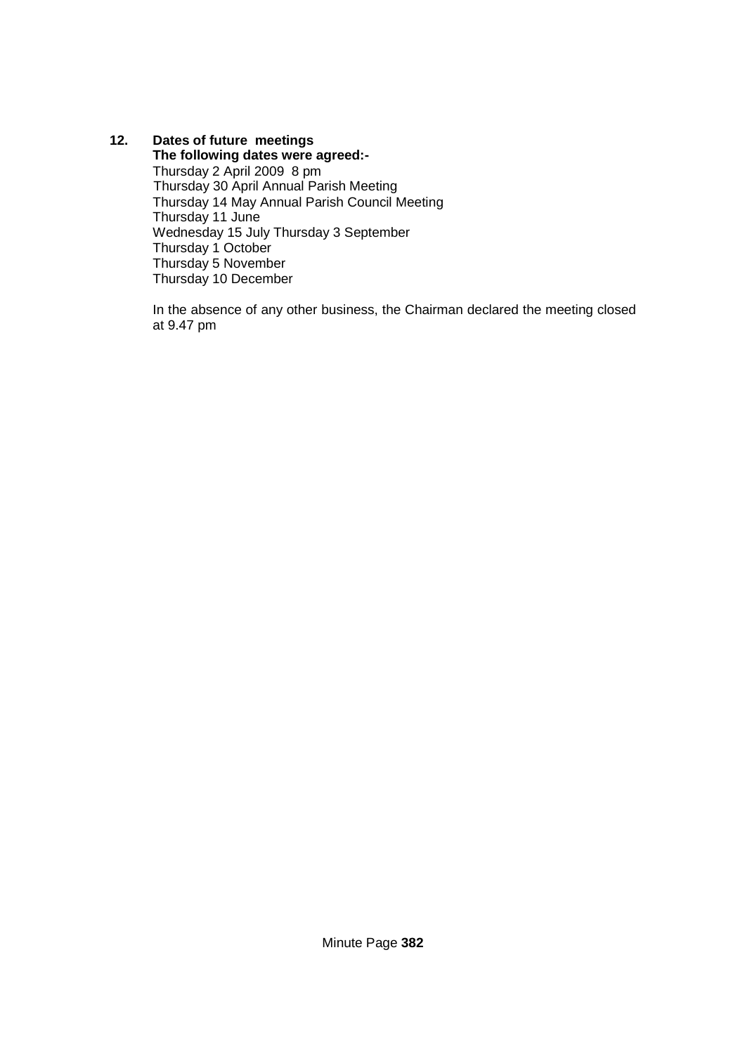**12. Dates of future meetings**

**The following dates were agreed:-**

Thursday 2 April 2009 8 pm
Thursday 30 April Annual Parish Meeting
Thursday 14 May Annual Parish Council Meeting
Thursday 11 June
Wednesday 15 July Thursday 3 September
Thursday 1 October
Thursday 5 November
Thursday 10 December

In the absence of any other business, the Chairman declared the meeting closed at 9.47 pm

Minute Page **382**